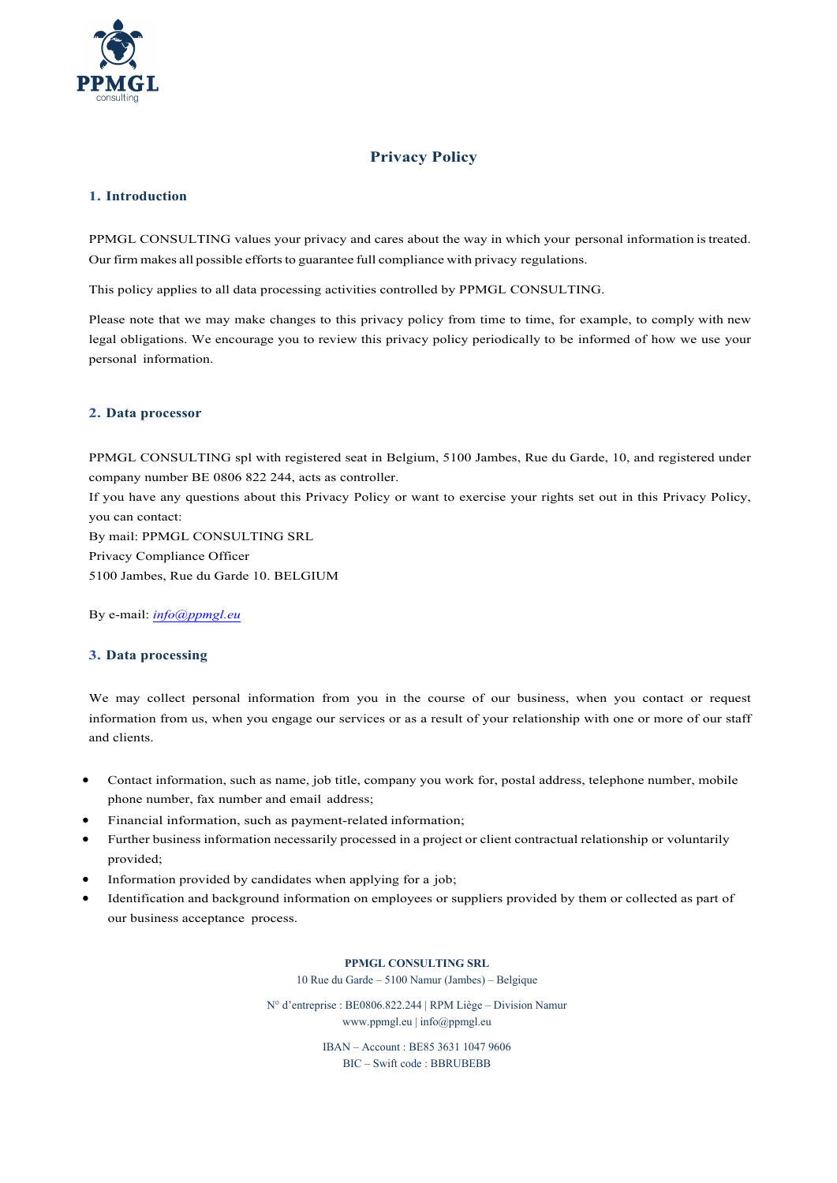# Privacy Policy

## 1. Introduction

PPMGL CONSULTING values your privacy and cares about the way in which your personal information is treated. Our firm makes all possible efforts to guarantee full compliance with privacy regulations.

This policy applies to all data processing activities controlled by PPMGL CONSULTING.

Please note that we may make changes to this privacy policy from time to time, for example, to comply with new legal obligations. We encourage you to review this privacy policy periodically to be informed of how we use your personal information.

## 2. Data processor

PPMGL CONSULTING spl with registered seat in Belgium, 5100 Jambes, Rue du Garde, 10, and registered under company number BE 0806 822 244, acts as controller.
If you have any questions about this Privacy Policy or want to exercise your rights set out in this Privacy Policy, you can contact:
By mail: PPMGL CONSULTING SRL
Privacy Compliance Officer
5100 Jambes, Rue du Garde 10. BELGIUM

By e-mail: *info@ppmgl.eu*

## 3. Data processing

We may collect personal information from you in the course of our business, when you contact or request information from us, when you engage our services or as a result of your relationship with one or more of our staff and clients.

- Contact information, such as name, job title, company you work for, postal address, telephone number, mobile phone number, fax number and email address;
- Financial information, such as payment-related information;
- Further business information necessarily processed in a project or client contractual relationship or voluntarily provided;
- Information provided by candidates when applying for a job;
- Identification and background information on employees or suppliers provided by them or collected as part of our business acceptance process.

**PPMGL CONSULTING SRL**
10 Rue du Garde – 5100 Namur (Jambes) – Belgique

N° d'entreprise : BE0806.822.244 | RPM Liège – Division Namur
www.ppmgl.eu | info@ppmgl.eu

IBAN – Account : BE85 3631 1047 9606
BIC – Swift code : BBRUBEBB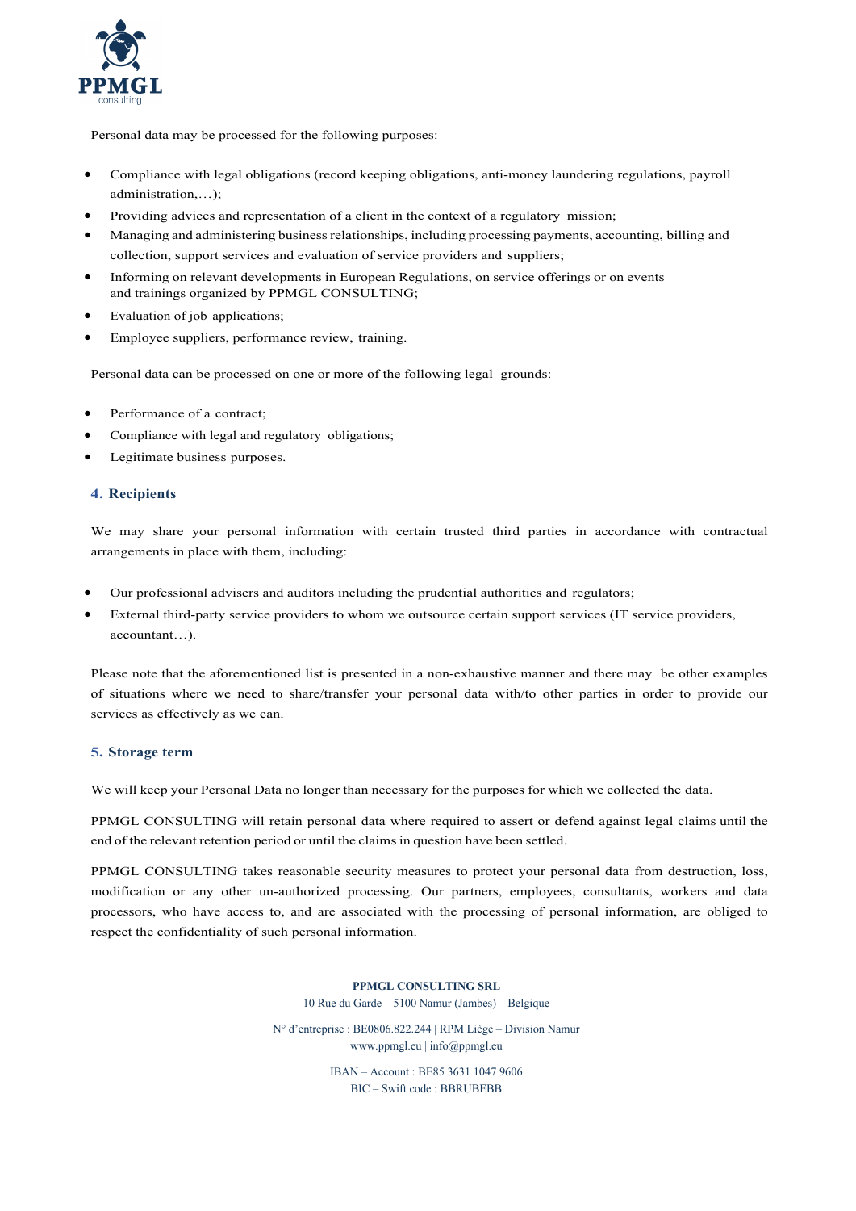Personal data may be processed for the following purposes:

- Compliance with legal obligations (record keeping obligations, anti-money laundering regulations, payroll administration,…);
- Providing advices and representation of a client in the context of a regulatory mission;
- Managing and administering business relationships, including processing payments, accounting, billing and collection, support services and evaluation of service providers and suppliers;
- Informing on relevant developments in European Regulations, on service offerings or on events and trainings organized by PPMGL CONSULTING;
- Evaluation of job applications;
- Employee suppliers, performance review, training.

Personal data can be processed on one or more of the following legal grounds:

- Performance of a contract;
- Compliance with legal and regulatory obligations;
- Legitimate business purposes.

## 4. Recipients

We may share your personal information with certain trusted third parties in accordance with contractual arrangements in place with them, including:

- Our professional advisers and auditors including the prudential authorities and regulators;
- External third-party service providers to whom we outsource certain support services (IT service providers, accountant…).

Please note that the aforementioned list is presented in a non-exhaustive manner and there may be other examples of situations where we need to share/transfer your personal data with/to other parties in order to provide our services as effectively as we can.

## 5. Storage term

We will keep your Personal Data no longer than necessary for the purposes for which we collected the data.

PPMGL CONSULTING will retain personal data where required to assert or defend against legal claims until the end of the relevant retention period or until the claims in question have been settled.

PPMGL CONSULTING takes reasonable security measures to protect your personal data from destruction, loss, modification or any other un-authorized processing. Our partners, employees, consultants, workers and data processors, who have access to, and are associated with the processing of personal information, are obliged to respect the confidentiality of such personal information.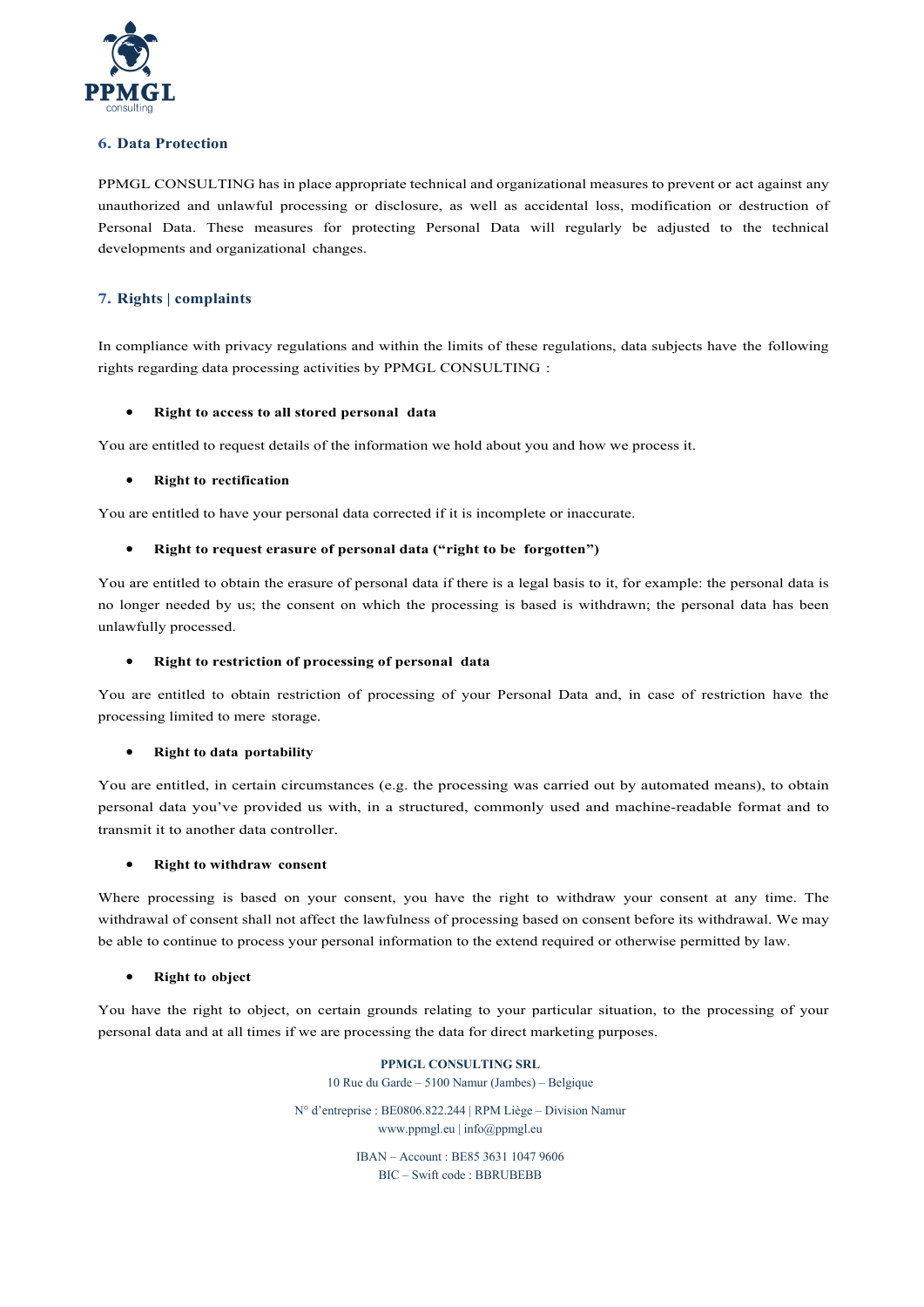## 6. Data Protection

PPMGL CONSULTING has in place appropriate technical and organizational measures to prevent or act against any unauthorized and unlawful processing or disclosure, as well as accidental loss, modification or destruction of Personal Data. These measures for protecting Personal Data will regularly be adjusted to the technical developments and organizational changes.

## 7. Rights | complaints

In compliance with privacy regulations and within the limits of these regulations, data subjects have the following rights regarding data processing activities by PPMGL CONSULTING :

- **Right to access to all stored personal data**

You are entitled to request details of the information we hold about you and how we process it.

- **Right to rectification**

You are entitled to have your personal data corrected if it is incomplete or inaccurate.

- **Right to request erasure of personal data ("right to be forgotten")**

You are entitled to obtain the erasure of personal data if there is a legal basis to it, for example: the personal data is no longer needed by us; the consent on which the processing is based is withdrawn; the personal data has been unlawfully processed.

- **Right to restriction of processing of personal data**

You are entitled to obtain restriction of processing of your Personal Data and, in case of restriction have the processing limited to mere storage.

- **Right to data portability**

You are entitled, in certain circumstances (e.g. the processing was carried out by automated means), to obtain personal data you've provided us with, in a structured, commonly used and machine-readable format and to transmit it to another data controller.

- **Right to withdraw consent**

Where processing is based on your consent, you have the right to withdraw your consent at any time. The withdrawal of consent shall not affect the lawfulness of processing based on consent before its withdrawal. We may be able to continue to process your personal information to the extend required or otherwise permitted by law.

- **Right to object**

You have the right to object, on certain grounds relating to your particular situation, to the processing of your personal data and at all times if we are processing the data for direct marketing purposes.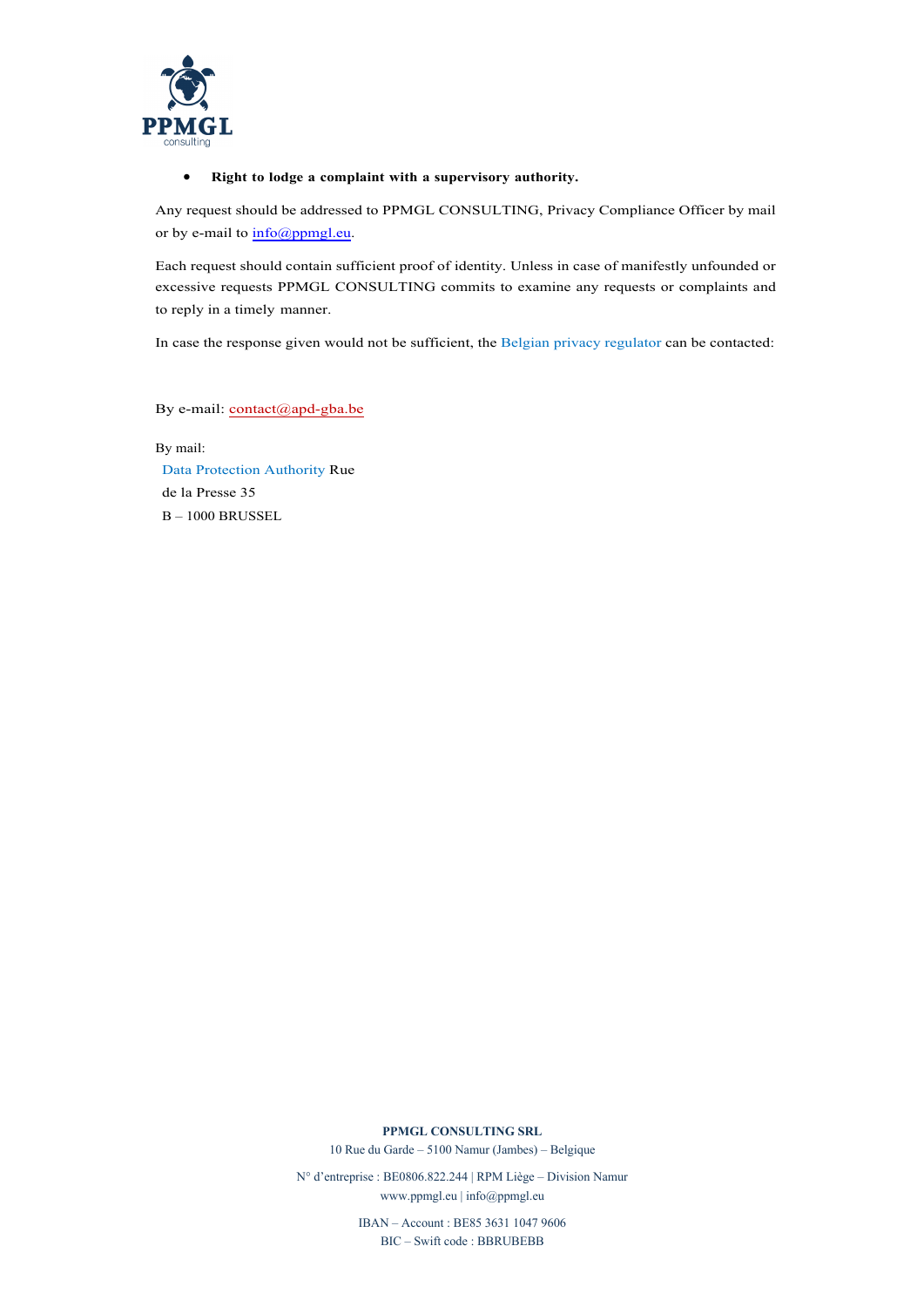- **Right to lodge a complaint with a supervisory authority.**

Any request should be addressed to PPMGL CONSULTING, Privacy Compliance Officer by mail or by e-mail to info@ppmgl.eu.

Each request should contain sufficient proof of identity. Unless in case of manifestly unfounded or excessive requests PPMGL CONSULTING commits to examine any requests or complaints and to reply in a timely manner.

In case the response given would not be sufficient, the Belgian privacy regulator can be contacted:

By e-mail: contact@apd-gba.be

By mail:
Data Protection Authority Rue
de la Presse 35
B – 1000 BRUSSEL

**PPMGL CONSULTING SRL**
10 Rue du Garde – 5100 Namur (Jambes) – Belgique

N° d'entreprise : BE0806.822.244 | RPM Liège – Division Namur
www.ppmgl.eu | info@ppmgl.eu

IBAN – Account : BE85 3631 1047 9606
BIC – Swift code : BBRUBEBB